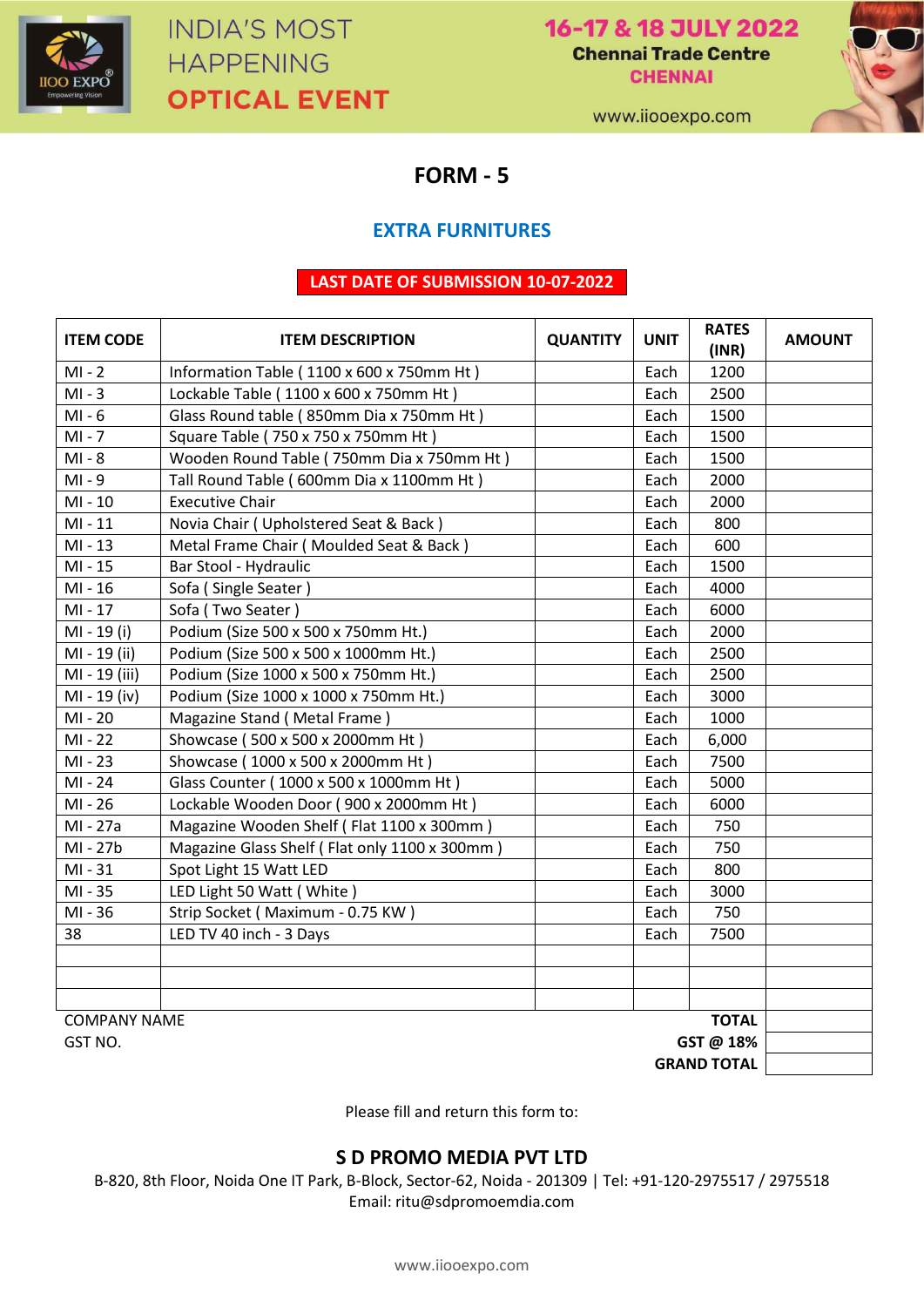INDIA'S MOST HAPPENING **OPTICAL EVENT**

**16-17 & 18 JULY 2022**
**Chennai Trade Centre**
**CHENNAI**

www.iiooexpo.com

# FORM - 5

## EXTRA FURNITURES

**LAST DATE OF SUBMISSION 10-07-2022**

| ITEM CODE | ITEM DESCRIPTION | QUANTITY | UNIT | RATES (INR) | AMOUNT |
|---|---|---|---|---|---|
| MI - 2 | Information Table ( 1100 x 600 x 750mm Ht ) | | Each | 1200 | |
| MI - 3 | Lockable Table ( 1100 x 600 x 750mm Ht ) | | Each | 2500 | |
| MI - 6 | Glass Round table ( 850mm Dia x 750mm Ht ) | | Each | 1500 | |
| MI - 7 | Square Table ( 750 x 750 x 750mm Ht ) | | Each | 1500 | |
| MI - 8 | Wooden Round Table ( 750mm Dia x 750mm Ht ) | | Each | 1500 | |
| MI - 9 | Tall Round Table ( 600mm Dia x 1100mm Ht ) | | Each | 2000 | |
| MI - 10 | Executive Chair | | Each | 2000 | |
| MI - 11 | Novia Chair ( Upholstered Seat & Back ) | | Each | 800 | |
| MI - 13 | Metal Frame Chair ( Moulded Seat & Back ) | | Each | 600 | |
| MI - 15 | Bar Stool - Hydraulic | | Each | 1500 | |
| MI - 16 | Sofa ( Single Seater ) | | Each | 4000 | |
| MI - 17 | Sofa ( Two Seater ) | | Each | 6000 | |
| MI - 19 (i) | Podium (Size 500 x 500 x 750mm Ht.) | | Each | 2000 | |
| MI - 19 (ii) | Podium (Size 500 x 500 x 1000mm Ht.) | | Each | 2500 | |
| MI - 19 (iii) | Podium (Size 1000 x 500 x 750mm Ht.) | | Each | 2500 | |
| MI - 19 (iv) | Podium (Size 1000 x 1000 x 750mm Ht.) | | Each | 3000 | |
| MI - 20 | Magazine Stand ( Metal Frame ) | | Each | 1000 | |
| MI - 22 | Showcase ( 500 x 500 x 2000mm Ht ) | | Each | 6,000 | |
| MI - 23 | Showcase ( 1000 x 500 x 2000mm Ht ) | | Each | 7500 | |
| MI - 24 | Glass Counter ( 1000 x 500 x 1000mm Ht ) | | Each | 5000 | |
| MI - 26 | Lockable Wooden Door ( 900 x 2000mm Ht ) | | Each | 6000 | |
| MI - 27a | Magazine Wooden Shelf ( Flat 1100 x 300mm ) | | Each | 750 | |
| MI - 27b | Magazine Glass Shelf ( Flat only 1100 x 300mm ) | | Each | 750 | |
| MI - 31 | Spot Light 15 Watt LED | | Each | 800 | |
| MI - 35 | LED Light 50 Watt ( White ) | | Each | 3000 | |
| MI - 36 | Strip Socket ( Maximum - 0.75 KW ) | | Each | 750 | |
| 38 | LED TV 40 inch - 3 Days | | Each | 7500 | |
| | | | | | |
| | | | | | |
| | | | | | |
| COMPANY NAME | | | | **TOTAL** | |
| GST NO. | | | | **GST @ 18%** | |
| | | | | **GRAND TOTAL** | |

Please fill and return this form to:

**S D PROMO MEDIA PVT LTD**

B-820, 8th Floor, Noida One IT Park, B-Block, Sector-62, Noida - 201309 | Tel: +91-120-2975517 / 2975518
Email: ritu@sdpromoemdia.com

www.iiooexpo.com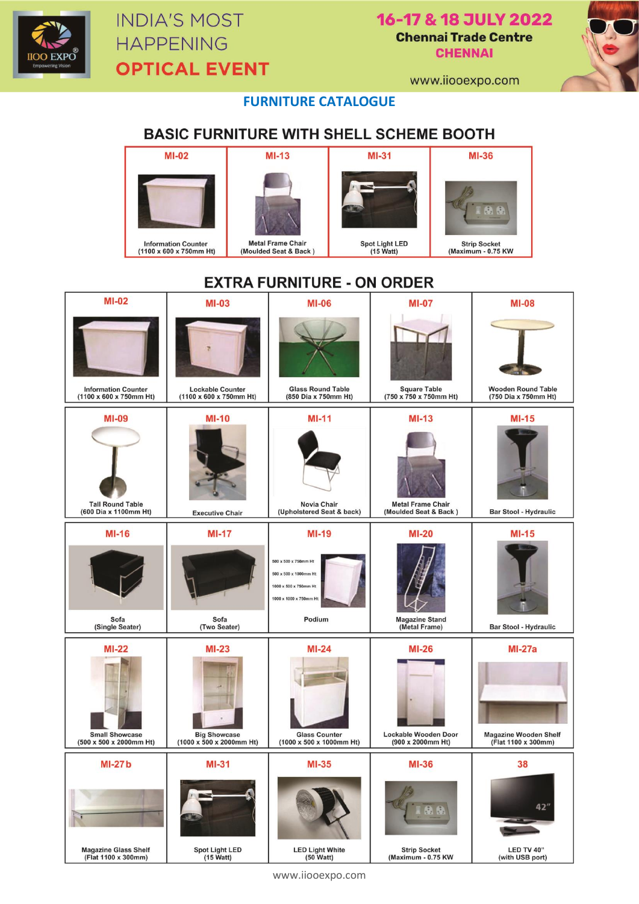# INDIA'S MOST HAPPENING OPTICAL EVENT

IIOO EXPO® Empowering Vision

**16-17 & 18 JULY 2022**
**Chennai Trade Centre**
**CHENNAI**

www.iiooexpo.com

## FURNITURE CATALOGUE

### BASIC FURNITURE WITH SHELL SCHEME BOOTH

| MI-02 | MI-13 | MI-31 | MI-36 |
|---|---|---|---|
| Information Counter (1100 x 600 x 750mm Ht) | Metal Frame Chair (Moulded Seat & Back ) | Spot Light LED (15 Watt) | Strip Socket (Maximum - 0.75 KW |

### EXTRA FURNITURE - ON ORDER

| MI-02 | MI-03 | MI-06 | MI-07 | MI-08 |
|---|---|---|---|---|
| Information Counter (1100 x 600 x 750mm Ht) | Lockable Counter (1100 x 600 x 750mm Ht) | Glass Round Table (850 Dia x 750mm Ht) | Square Table (750 x 750 x 750mm Ht) | Wooden Round Table (750 Dia x 750mm Ht) |
| **MI-09** | **MI-10** | **MI-11** | **MI-13** | **MI-15** |
| Tall Round Table (600 Dia x 1100mm Ht) | Executive Chair | Novia Chair (Upholstered Seat & back) | Metal Frame Chair (Moulded Seat & Back ) | Bar Stool - Hydraulic |
| **MI-16** | **MI-17** | **MI-19** | **MI-20** | **MI-15** |
| Sofa (Single Seater) | Sofa (Two Seater) | Podium (500 x 500 x 750mm Ht, 500 x 500 x 1000mm Ht, 1000 x 500 x 750mm Ht, 1000 x 1000 x 750mm Ht) | Magazine Stand (Metal Frame) | Bar Stool - Hydraulic |
| **MI-22** | **MI-23** | **MI-24** | **MI-26** | **MI-27a** |
| Small Showcase (500 x 500 x 2000mm Ht) | Big Showcase (1000 x 500 x 2000mm Ht) | Glass Counter (1000 x 500 x 1000mm Ht) | Lockable Wooden Door (900 x 2000mm Ht) | Magazine Wooden Shelf (Flat 1100 x 300mm) |
| **MI-27 b** | **MI-31** | **MI-35** | **MI-36** | **38** |
| Magazine Glass Shelf (Flat 1100 x 300mm) | Spot Light LED (15 Watt) | LED Light White (50 Watt) | Strip Socket (Maximum - 0.75 KW | LED TV 40" (with USB port) |

www.iiooexpo.com